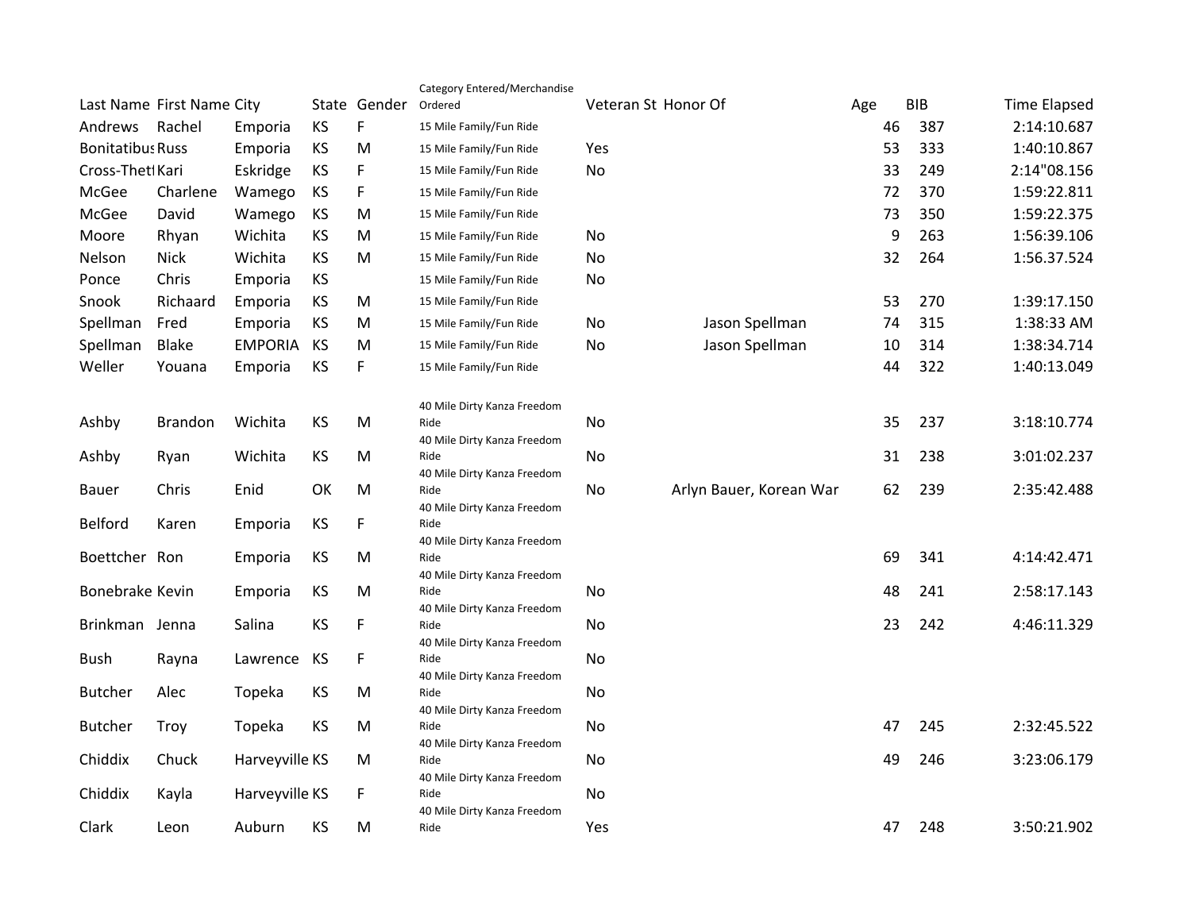| Last Name | First Name | City | State | Gender | Category Entered/Merchandise Ordered | Veteran St | Honor Of | Age | BIB | Time Elapsed |
|---|---|---|---|---|---|---|---|---|---|---|
| Andrews | Rachel | Emporia | KS | F | 15 Mile Family/Fun Ride | | | 46 | 387 | 2:14:10.687 |
| Bonitatibus | Russ | Emporia | KS | M | 15 Mile Family/Fun Ride | Yes | | 53 | 333 | 1:40:10.867 |
| Cross-Thet | Kari | Eskridge | KS | F | 15 Mile Family/Fun Ride | No | | 33 | 249 | 2:14"08.156 |
| McGee | Charlene | Wamego | KS | F | 15 Mile Family/Fun Ride | | | 72 | 370 | 1:59:22.811 |
| McGee | David | Wamego | KS | M | 15 Mile Family/Fun Ride | | | 73 | 350 | 1:59:22.375 |
| Moore | Rhyan | Wichita | KS | M | 15 Mile Family/Fun Ride | No | | 9 | 263 | 1:56:39.106 |
| Nelson | Nick | Wichita | KS | M | 15 Mile Family/Fun Ride | No | | 32 | 264 | 1:56.37.524 |
| Ponce | Chris | Emporia | KS | | 15 Mile Family/Fun Ride | No | | | | |
| Snook | Richaard | Emporia | KS | M | 15 Mile Family/Fun Ride | | | 53 | 270 | 1:39:17.150 |
| Spellman | Fred | Emporia | KS | M | 15 Mile Family/Fun Ride | No | Jason Spellman | 74 | 315 | 1:38:33 AM |
| Spellman | Blake | EMPORIA | KS | M | 15 Mile Family/Fun Ride | No | Jason Spellman | 10 | 314 | 1:38:34.714 |
| Weller | Youana | Emporia | KS | F | 15 Mile Family/Fun Ride | | | 44 | 322 | 1:40:13.049 |
| | | | | | | | | | | |
| Ashby | Brandon | Wichita | KS | M | 40 Mile Dirty Kanza Freedom Ride | No | | 35 | 237 | 3:18:10.774 |
| Ashby | Ryan | Wichita | KS | M | 40 Mile Dirty Kanza Freedom Ride | No | | 31 | 238 | 3:01:02.237 |
| Bauer | Chris | Enid | OK | M | 40 Mile Dirty Kanza Freedom Ride | No | Arlyn Bauer, Korean War | 62 | 239 | 2:35:42.488 |
| Belford | Karen | Emporia | KS | F | 40 Mile Dirty Kanza Freedom Ride | | | | | |
| Boettcher | Ron | Emporia | KS | M | 40 Mile Dirty Kanza Freedom Ride | | | 69 | 341 | 4:14:42.471 |
| Bonebrake | Kevin | Emporia | KS | M | 40 Mile Dirty Kanza Freedom Ride | No | | 48 | 241 | 2:58:17.143 |
| Brinkman | Jenna | Salina | KS | F | 40 Mile Dirty Kanza Freedom Ride | No | | 23 | 242 | 4:46:11.329 |
| Bush | Rayna | Lawrence | KS | F | 40 Mile Dirty Kanza Freedom Ride | No | | | | |
| Butcher | Alec | Topeka | KS | M | 40 Mile Dirty Kanza Freedom Ride | No | | | | |
| Butcher | Troy | Topeka | KS | M | 40 Mile Dirty Kanza Freedom Ride | No | | 47 | 245 | 2:32:45.522 |
| Chiddix | Chuck | Harveyville | KS | M | 40 Mile Dirty Kanza Freedom Ride | No | | 49 | 246 | 3:23:06.179 |
| Chiddix | Kayla | Harveyville | KS | F | 40 Mile Dirty Kanza Freedom Ride | No | | | | |
| Clark | Leon | Auburn | KS | M | 40 Mile Dirty Kanza Freedom Ride | Yes | | 47 | 248 | 3:50:21.902 |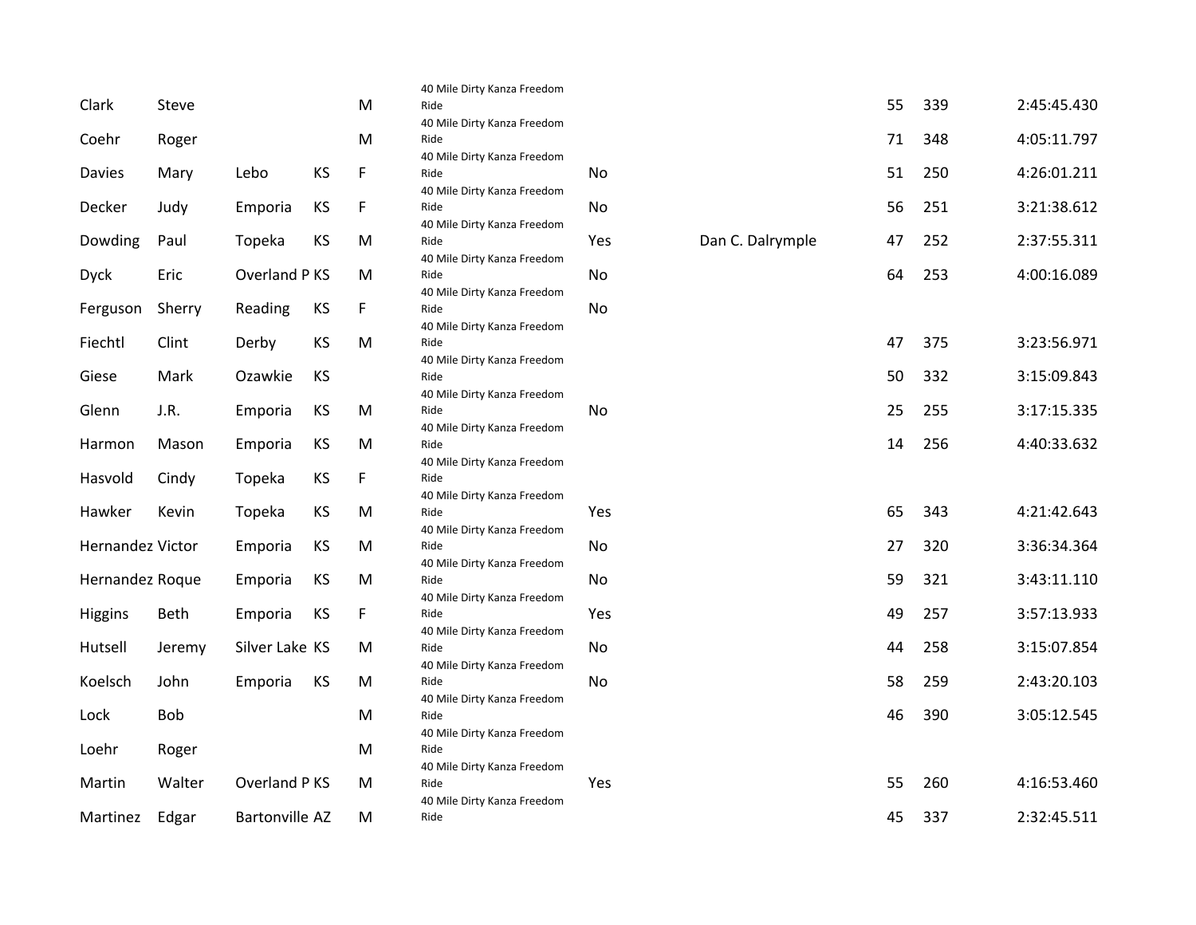| | | | | | | | | | | |
|---|---|---|---|---|---|---|---|---|---|---|
| Clark | Steve | | | M | 40 Mile Dirty Kanza Freedom Ride | | | 55 | 339 | 2:45:45.430 |
| Coehr | Roger | | | M | 40 Mile Dirty Kanza Freedom Ride | | | 71 | 348 | 4:05:11.797 |
| Davies | Mary | Lebo | KS | F | 40 Mile Dirty Kanza Freedom Ride | No | | 51 | 250 | 4:26:01.211 |
| Decker | Judy | Emporia | KS | F | 40 Mile Dirty Kanza Freedom Ride | No | | 56 | 251 | 3:21:38.612 |
| Dowding | Paul | Topeka | KS | M | 40 Mile Dirty Kanza Freedom Ride | Yes | Dan C. Dalrymple | 47 | 252 | 2:37:55.311 |
| Dyck | Eric | Overland P | KS | M | 40 Mile Dirty Kanza Freedom Ride | No | | 64 | 253 | 4:00:16.089 |
| Ferguson | Sherry | Reading | KS | F | 40 Mile Dirty Kanza Freedom Ride | No | | | | |
| Fiechtl | Clint | Derby | KS | M | 40 Mile Dirty Kanza Freedom Ride | | | 47 | 375 | 3:23:56.971 |
| Giese | Mark | Ozawkie | KS | | 40 Mile Dirty Kanza Freedom Ride | | | 50 | 332 | 3:15:09.843 |
| Glenn | J.R. | Emporia | KS | M | 40 Mile Dirty Kanza Freedom Ride | No | | 25 | 255 | 3:17:15.335 |
| Harmon | Mason | Emporia | KS | M | 40 Mile Dirty Kanza Freedom Ride | | | 14 | 256 | 4:40:33.632 |
| Hasvold | Cindy | Topeka | KS | F | 40 Mile Dirty Kanza Freedom Ride | | | | | |
| Hawker | Kevin | Topeka | KS | M | 40 Mile Dirty Kanza Freedom Ride | Yes | | 65 | 343 | 4:21:42.643 |
| Hernandez | Victor | Emporia | KS | M | 40 Mile Dirty Kanza Freedom Ride | No | | 27 | 320 | 3:36:34.364 |
| Hernandez | Roque | Emporia | KS | M | 40 Mile Dirty Kanza Freedom Ride | No | | 59 | 321 | 3:43:11.110 |
| Higgins | Beth | Emporia | KS | F | 40 Mile Dirty Kanza Freedom Ride | Yes | | 49 | 257 | 3:57:13.933 |
| Hutsell | Jeremy | Silver Lake | KS | M | 40 Mile Dirty Kanza Freedom Ride | No | | 44 | 258 | 3:15:07.854 |
| Koelsch | John | Emporia | KS | M | 40 Mile Dirty Kanza Freedom Ride | No | | 58 | 259 | 2:43:20.103 |
| Lock | Bob | | | M | 40 Mile Dirty Kanza Freedom Ride | | | 46 | 390 | 3:05:12.545 |
| Loehr | Roger | | | M | 40 Mile Dirty Kanza Freedom Ride | | | | | |
| Martin | Walter | Overland P | KS | M | 40 Mile Dirty Kanza Freedom Ride | Yes | | 55 | 260 | 4:16:53.460 |
| Martinez | Edgar | Bartonville | AZ | M | 40 Mile Dirty Kanza Freedom Ride | | | 45 | 337 | 2:32:45.511 |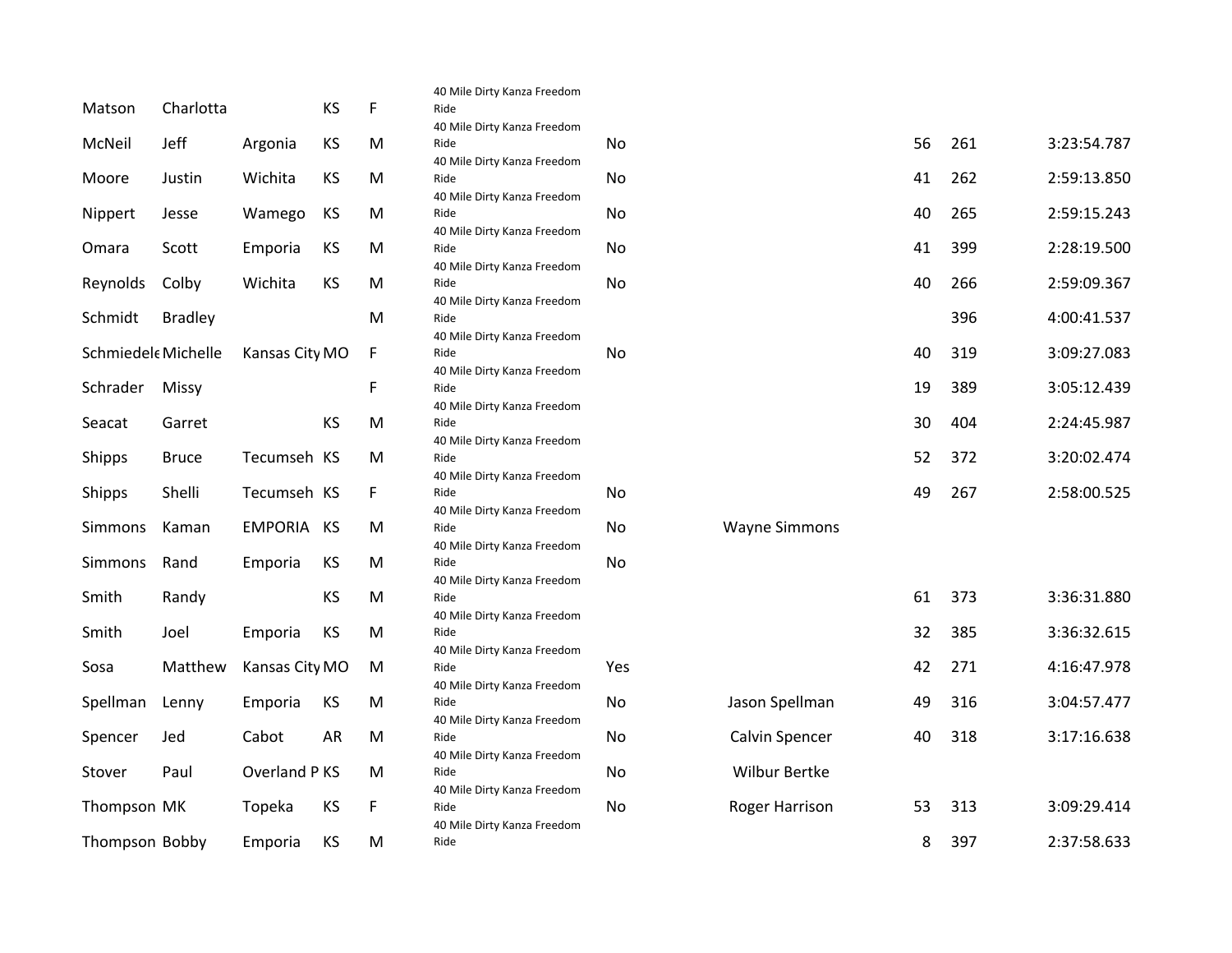| | | | | | | | | | | |
|---|---|---|---|---|---|---|---|---|---|---|
| Matson | Charlotta | | KS | F | 40 Mile Dirty Kanza Freedom Ride | | | | | |
| McNeil | Jeff | Argonia | KS | M | 40 Mile Dirty Kanza Freedom Ride | No | | 56 | 261 | 3:23:54.787 |
| Moore | Justin | Wichita | KS | M | 40 Mile Dirty Kanza Freedom Ride | No | | 41 | 262 | 2:59:13.850 |
| Nippert | Jesse | Wamego | KS | M | 40 Mile Dirty Kanza Freedom Ride | No | | 40 | 265 | 2:59:15.243 |
| Omara | Scott | Emporia | KS | M | 40 Mile Dirty Kanza Freedom Ride | No | | 41 | 399 | 2:28:19.500 |
| Reynolds | Colby | Wichita | KS | M | 40 Mile Dirty Kanza Freedom Ride | No | | 40 | 266 | 2:59:09.367 |
| Schmidt | Bradley | | | M | 40 Mile Dirty Kanza Freedom Ride | | | | 396 | 4:00:41.537 |
| Schmiedele | Michelle | Kansas City | MO | F | 40 Mile Dirty Kanza Freedom Ride | No | | 40 | 319 | 3:09:27.083 |
| Schrader | Missy | | | F | 40 Mile Dirty Kanza Freedom Ride | | | 19 | 389 | 3:05:12.439 |
| Seacat | Garret | | KS | M | 40 Mile Dirty Kanza Freedom Ride | | | 30 | 404 | 2:24:45.987 |
| Shipps | Bruce | Tecumseh | KS | M | 40 Mile Dirty Kanza Freedom Ride | | | 52 | 372 | 3:20:02.474 |
| Shipps | Shelli | Tecumseh | KS | F | 40 Mile Dirty Kanza Freedom Ride | No | | 49 | 267 | 2:58:00.525 |
| Simmons | Kaman | EMPORIA | KS | M | 40 Mile Dirty Kanza Freedom Ride | No | Wayne Simmons | | | |
| Simmons | Rand | Emporia | KS | M | 40 Mile Dirty Kanza Freedom Ride | No | | | | |
| Smith | Randy | | KS | M | 40 Mile Dirty Kanza Freedom Ride | | | 61 | 373 | 3:36:31.880 |
| Smith | Joel | Emporia | KS | M | 40 Mile Dirty Kanza Freedom Ride | | | 32 | 385 | 3:36:32.615 |
| Sosa | Matthew | Kansas City | MO | M | 40 Mile Dirty Kanza Freedom Ride | Yes | | 42 | 271 | 4:16:47.978 |
| Spellman | Lenny | Emporia | KS | M | 40 Mile Dirty Kanza Freedom Ride | No | Jason Spellman | 49 | 316 | 3:04:57.477 |
| Spencer | Jed | Cabot | AR | M | 40 Mile Dirty Kanza Freedom Ride | No | Calvin Spencer | 40 | 318 | 3:17:16.638 |
| Stover | Paul | Overland P | KS | M | 40 Mile Dirty Kanza Freedom Ride | No | Wilbur Bertke | | | |
| Thompson | MK | Topeka | KS | F | 40 Mile Dirty Kanza Freedom Ride | No | Roger Harrison | 53 | 313 | 3:09:29.414 |
| Thompson | Bobby | Emporia | KS | M | 40 Mile Dirty Kanza Freedom Ride | | | 8 | 397 | 2:37:58.633 |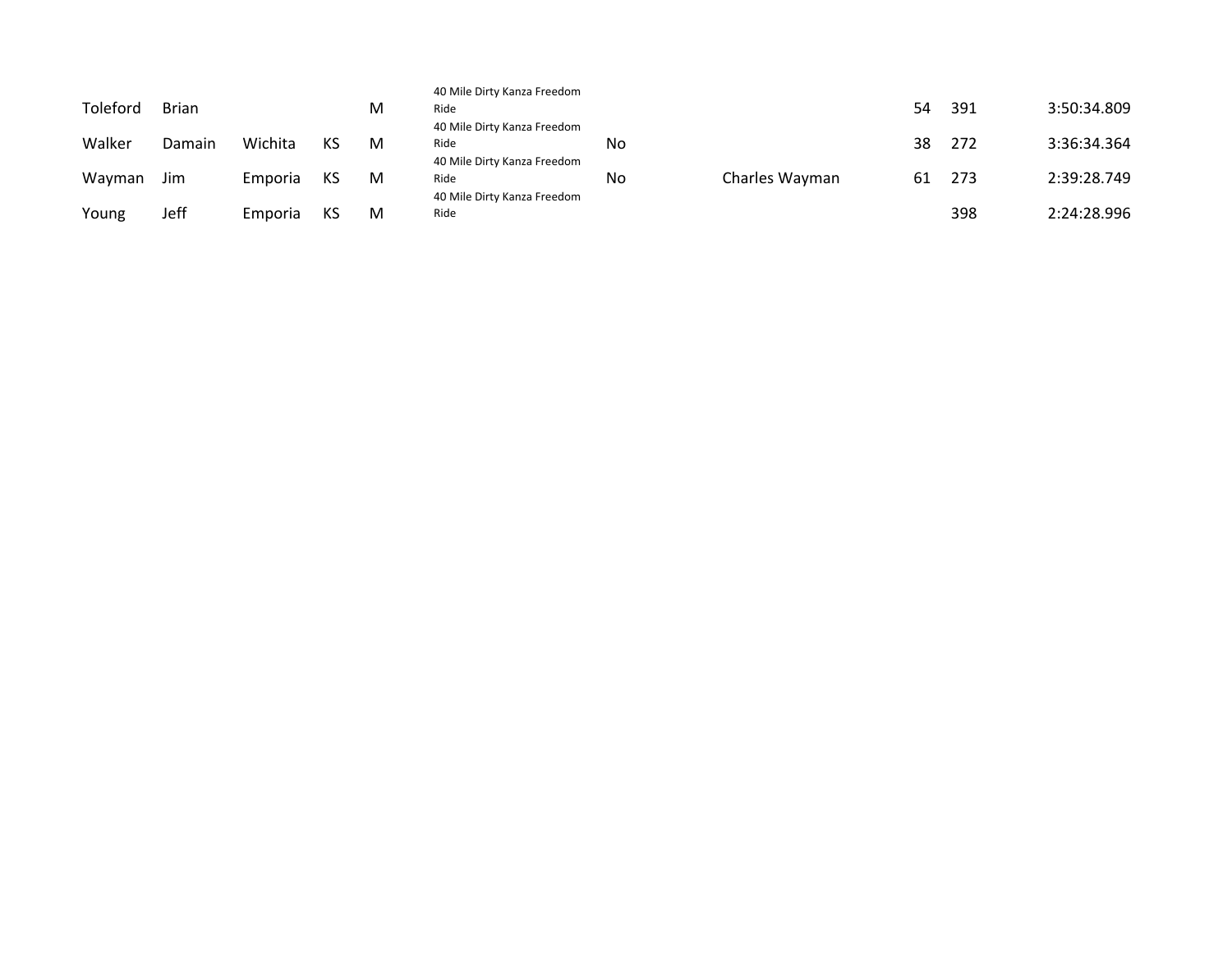| | | | | | | | | | | |
|---|---|---|---|---|---|---|---|---|---|---|
| Toleford | Brian | | | M | 40 Mile Dirty Kanza Freedom Ride | | | 54 | 391 | 3:50:34.809 |
| Walker | Damain | Wichita | KS | M | 40 Mile Dirty Kanza Freedom Ride | No | | 38 | 272 | 3:36:34.364 |
| Wayman | Jim | Emporia | KS | M | 40 Mile Dirty Kanza Freedom Ride | No | Charles Wayman | 61 | 273 | 2:39:28.749 |
| Young | Jeff | Emporia | KS | M | 40 Mile Dirty Kanza Freedom Ride | | | | 398 | 2:24:28.996 |